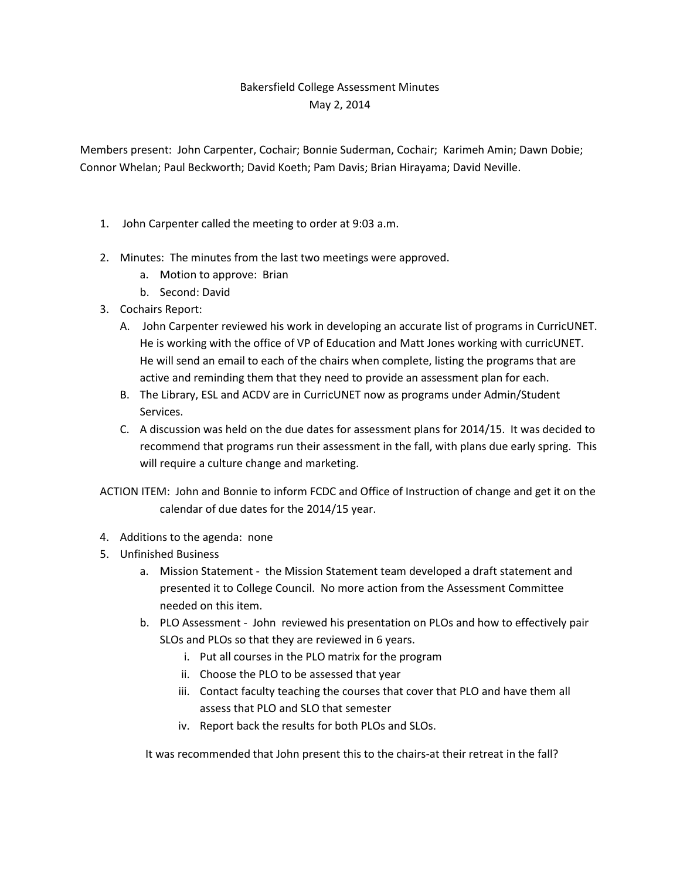# Bakersfield College Assessment Minutes

May 2, 2014

Members present: John Carpenter, Cochair; Bonnie Suderman, Cochair; Karimeh Amin; Dawn Dobie; Connor Whelan; Paul Beckworth; David Koeth; Pam Davis; Brian Hirayama; David Neville.

1. John Carpenter called the meeting to order at 9:03 a.m.
2. Minutes: The minutes from the last two meetings were approved.
   a. Motion to approve: Brian
   b. Second: David
3. Cochairs Report:
   A. John Carpenter reviewed his work in developing an accurate list of programs in CurricUNET. He is working with the office of VP of Education and Matt Jones working with curricUNET. He will send an email to each of the chairs when complete, listing the programs that are active and reminding them that they need to provide an assessment plan for each.
   B. The Library, ESL and ACDV are in CurricUNET now as programs under Admin/Student Services.
   C. A discussion was held on the due dates for assessment plans for 2014/15. It was decided to recommend that programs run their assessment in the fall, with plans due early spring. This will require a culture change and marketing.

   ACTION ITEM: John and Bonnie to inform FCDC and Office of Instruction of change and get it on the calendar of due dates for the 2014/15 year.

4. Additions to the agenda: none
5. Unfinished Business
   a. Mission Statement - the Mission Statement team developed a draft statement and presented it to College Council. No more action from the Assessment Committee needed on this item.
   b. PLO Assessment - John reviewed his presentation on PLOs and how to effectively pair SLOs and PLOs so that they are reviewed in 6 years.
      i. Put all courses in the PLO matrix for the program
      ii. Choose the PLO to be assessed that year
      iii. Contact faculty teaching the courses that cover that PLO and have them all assess that PLO and SLO that semester
      iv. Report back the results for both PLOs and SLOs.

   It was recommended that John present this to the chairs-at their retreat in the fall?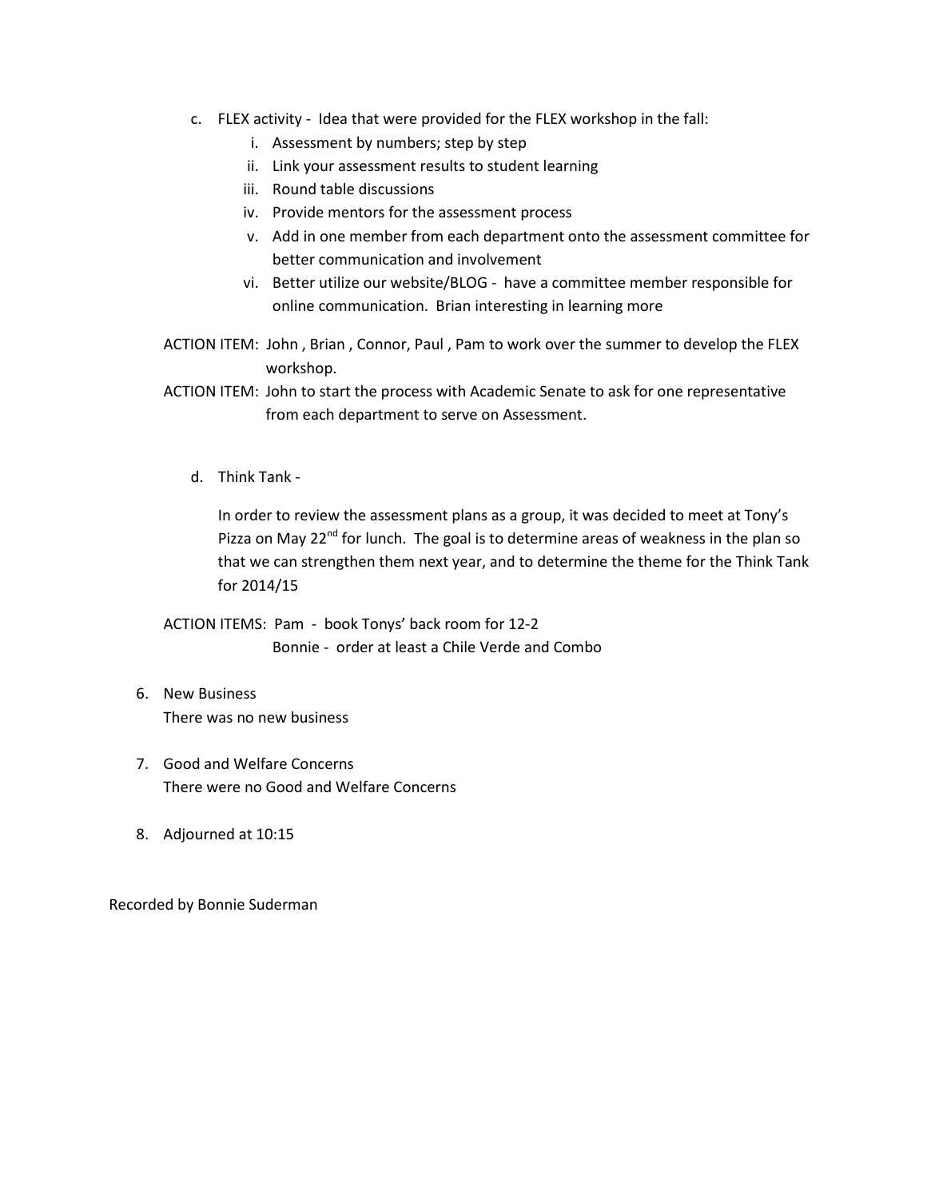c. FLEX activity - Idea that were provided for the FLEX workshop in the fall:
    i. Assessment by numbers; step by step
    ii. Link your assessment results to student learning
    iii. Round table discussions
    iv. Provide mentors for the assessment process
    v. Add in one member from each department onto the assessment committee for better communication and involvement
    vi. Better utilize our website/BLOG - have a committee member responsible for online communication. Brian interesting in learning more

ACTION ITEM: John , Brian , Connor, Paul , Pam to work over the summer to develop the FLEX workshop.

ACTION ITEM: John to start the process with Academic Senate to ask for one representative from each department to serve on Assessment.

d. Think Tank -

In order to review the assessment plans as a group, it was decided to meet at Tony's Pizza on May 22nd for lunch. The goal is to determine areas of weakness in the plan so that we can strengthen them next year, and to determine the theme for the Think Tank for 2014/15

ACTION ITEMS: Pam - book Tonys' back room for 12-2
Bonnie - order at least a Chile Verde and Combo

6. New Business
   There was no new business

7. Good and Welfare Concerns
   There were no Good and Welfare Concerns

8. Adjourned at 10:15

Recorded by Bonnie Suderman